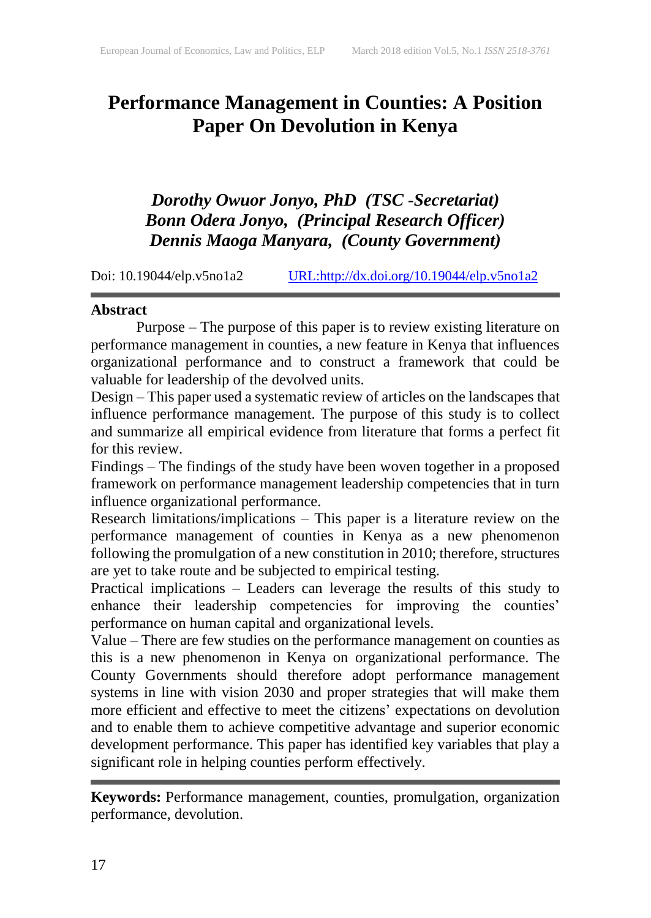# Performance Management in Counties: A Position Paper On Devolution in Kenya

***Dorothy Owuor Jonyo, PhD (TSC -Secretariat)***
***Bonn Odera Jonyo, (Principal Research Officer)***
***Dennis Maoga Manyara, (County Government)***

Doi: 10.19044/elp.v5no1a2 URL:http://dx.doi.org/10.19044/elp.v5no1a2

**Abstract**

Purpose – The purpose of this paper is to review existing literature on performance management in counties, a new feature in Kenya that influences organizational performance and to construct a framework that could be valuable for leadership of the devolved units.

Design – This paper used a systematic review of articles on the landscapes that influence performance management. The purpose of this study is to collect and summarize all empirical evidence from literature that forms a perfect fit for this review.

Findings – The findings of the study have been woven together in a proposed framework on performance management leadership competencies that in turn influence organizational performance.

Research limitations/implications – This paper is a literature review on the performance management of counties in Kenya as a new phenomenon following the promulgation of a new constitution in 2010; therefore, structures are yet to take route and be subjected to empirical testing.

Practical implications – Leaders can leverage the results of this study to enhance their leadership competencies for improving the counties' performance on human capital and organizational levels.

Value – There are few studies on the performance management on counties as this is a new phenomenon in Kenya on organizational performance. The County Governments should therefore adopt performance management systems in line with vision 2030 and proper strategies that will make them more efficient and effective to meet the citizens' expectations on devolution and to enable them to achieve competitive advantage and superior economic development performance. This paper has identified key variables that play a significant role in helping counties perform effectively.

**Keywords:** Performance management, counties, promulgation, organization performance, devolution.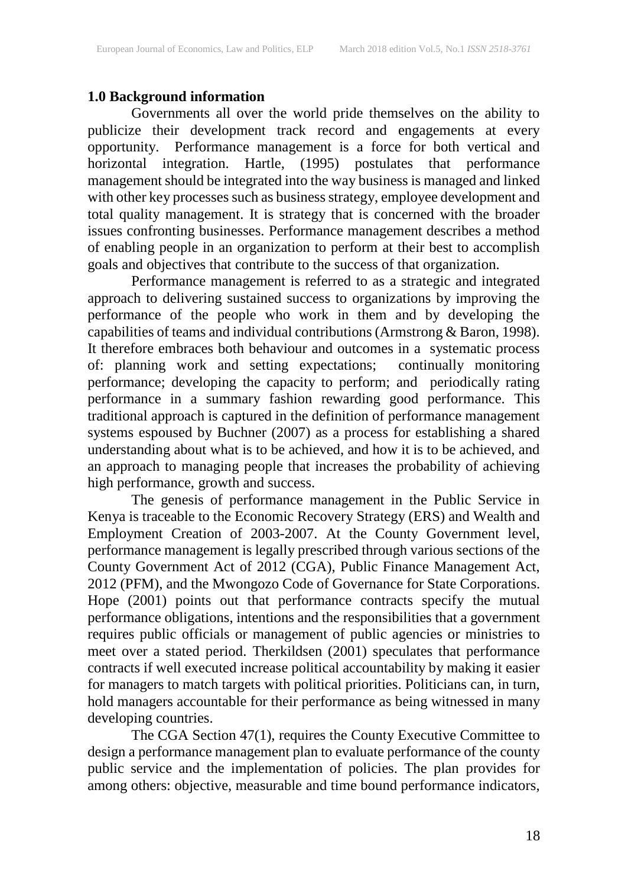## 1.0 Background information

Governments all over the world pride themselves on the ability to publicize their development track record and engagements at every opportunity. Performance management is a force for both vertical and horizontal integration. Hartle, (1995) postulates that performance management should be integrated into the way business is managed and linked with other key processes such as business strategy, employee development and total quality management. It is strategy that is concerned with the broader issues confronting businesses. Performance management describes a method of enabling people in an organization to perform at their best to accomplish goals and objectives that contribute to the success of that organization.

Performance management is referred to as a strategic and integrated approach to delivering sustained success to organizations by improving the performance of the people who work in them and by developing the capabilities of teams and individual contributions (Armstrong & Baron, 1998). It therefore embraces both behaviour and outcomes in a systematic process of: planning work and setting expectations; continually monitoring performance; developing the capacity to perform; and periodically rating performance in a summary fashion rewarding good performance. This traditional approach is captured in the definition of performance management systems espoused by Buchner (2007) as a process for establishing a shared understanding about what is to be achieved, and how it is to be achieved, and an approach to managing people that increases the probability of achieving high performance, growth and success.

The genesis of performance management in the Public Service in Kenya is traceable to the Economic Recovery Strategy (ERS) and Wealth and Employment Creation of 2003-2007. At the County Government level, performance management is legally prescribed through various sections of the County Government Act of 2012 (CGA), Public Finance Management Act, 2012 (PFM), and the Mwongozo Code of Governance for State Corporations. Hope (2001) points out that performance contracts specify the mutual performance obligations, intentions and the responsibilities that a government requires public officials or management of public agencies or ministries to meet over a stated period. Therkildsen (2001) speculates that performance contracts if well executed increase political accountability by making it easier for managers to match targets with political priorities. Politicians can, in turn, hold managers accountable for their performance as being witnessed in many developing countries.

The CGA Section 47(1), requires the County Executive Committee to design a performance management plan to evaluate performance of the county public service and the implementation of policies. The plan provides for among others: objective, measurable and time bound performance indicators,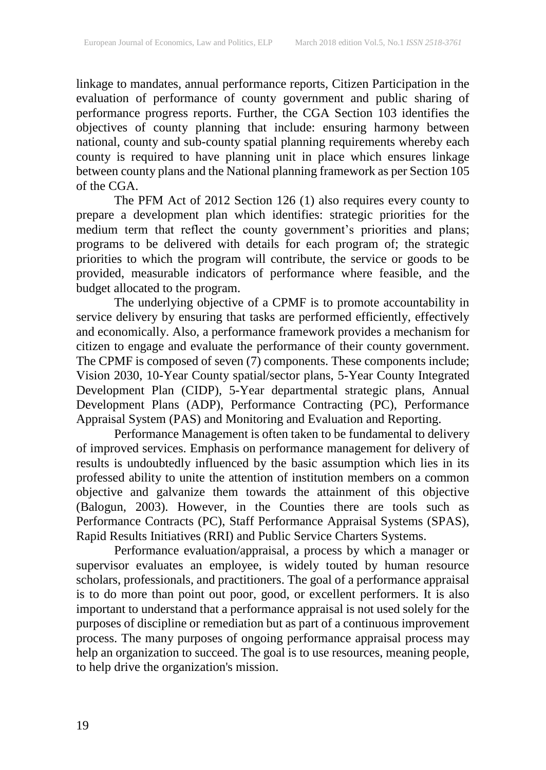linkage to mandates, annual performance reports, Citizen Participation in the evaluation of performance of county government and public sharing of performance progress reports. Further, the CGA Section 103 identifies the objectives of county planning that include: ensuring harmony between national, county and sub-county spatial planning requirements whereby each county is required to have planning unit in place which ensures linkage between county plans and the National planning framework as per Section 105 of the CGA.

The PFM Act of 2012 Section 126 (1) also requires every county to prepare a development plan which identifies: strategic priorities for the medium term that reflect the county government's priorities and plans; programs to be delivered with details for each program of; the strategic priorities to which the program will contribute, the service or goods to be provided, measurable indicators of performance where feasible, and the budget allocated to the program.

The underlying objective of a CPMF is to promote accountability in service delivery by ensuring that tasks are performed efficiently, effectively and economically. Also, a performance framework provides a mechanism for citizen to engage and evaluate the performance of their county government. The CPMF is composed of seven (7) components. These components include; Vision 2030, 10-Year County spatial/sector plans, 5-Year County Integrated Development Plan (CIDP), 5-Year departmental strategic plans, Annual Development Plans (ADP), Performance Contracting (PC), Performance Appraisal System (PAS) and Monitoring and Evaluation and Reporting.

Performance Management is often taken to be fundamental to delivery of improved services. Emphasis on performance management for delivery of results is undoubtedly influenced by the basic assumption which lies in its professed ability to unite the attention of institution members on a common objective and galvanize them towards the attainment of this objective (Balogun, 2003). However, in the Counties there are tools such as Performance Contracts (PC), Staff Performance Appraisal Systems (SPAS), Rapid Results Initiatives (RRI) and Public Service Charters Systems.

Performance evaluation/appraisal, a process by which a manager or supervisor evaluates an employee, is widely touted by human resource scholars, professionals, and practitioners. The goal of a performance appraisal is to do more than point out poor, good, or excellent performers. It is also important to understand that a performance appraisal is not used solely for the purposes of discipline or remediation but as part of a continuous improvement process. The many purposes of ongoing performance appraisal process may help an organization to succeed. The goal is to use resources, meaning people, to help drive the organization's mission.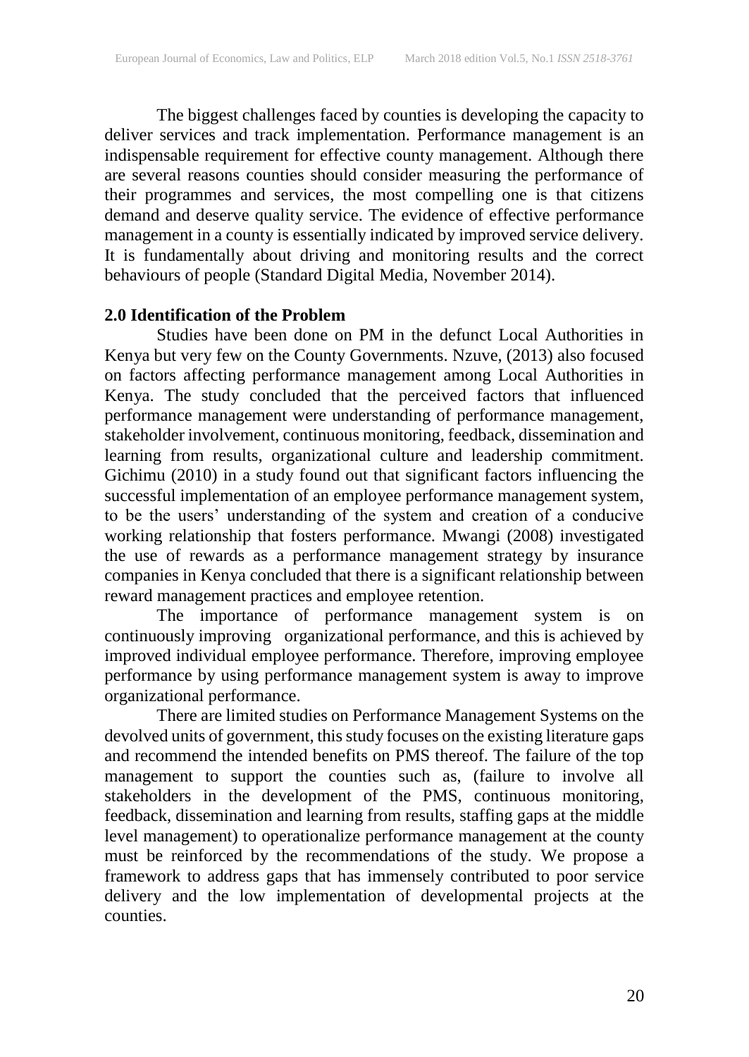The biggest challenges faced by counties is developing the capacity to deliver services and track implementation. Performance management is an indispensable requirement for effective county management. Although there are several reasons counties should consider measuring the performance of their programmes and services, the most compelling one is that citizens demand and deserve quality service. The evidence of effective performance management in a county is essentially indicated by improved service delivery. It is fundamentally about driving and monitoring results and the correct behaviours of people (Standard Digital Media, November 2014).

## 2.0 Identification of the Problem

Studies have been done on PM in the defunct Local Authorities in Kenya but very few on the County Governments. Nzuve, (2013) also focused on factors affecting performance management among Local Authorities in Kenya. The study concluded that the perceived factors that influenced performance management were understanding of performance management, stakeholder involvement, continuous monitoring, feedback, dissemination and learning from results, organizational culture and leadership commitment. Gichimu (2010) in a study found out that significant factors influencing the successful implementation of an employee performance management system, to be the users' understanding of the system and creation of a conducive working relationship that fosters performance. Mwangi (2008) investigated the use of rewards as a performance management strategy by insurance companies in Kenya concluded that there is a significant relationship between reward management practices and employee retention.

The importance of performance management system is on continuously improving organizational performance, and this is achieved by improved individual employee performance. Therefore, improving employee performance by using performance management system is away to improve organizational performance.

There are limited studies on Performance Management Systems on the devolved units of government, this study focuses on the existing literature gaps and recommend the intended benefits on PMS thereof. The failure of the top management to support the counties such as, (failure to involve all stakeholders in the development of the PMS, continuous monitoring, feedback, dissemination and learning from results, staffing gaps at the middle level management) to operationalize performance management at the county must be reinforced by the recommendations of the study. We propose a framework to address gaps that has immensely contributed to poor service delivery and the low implementation of developmental projects at the counties.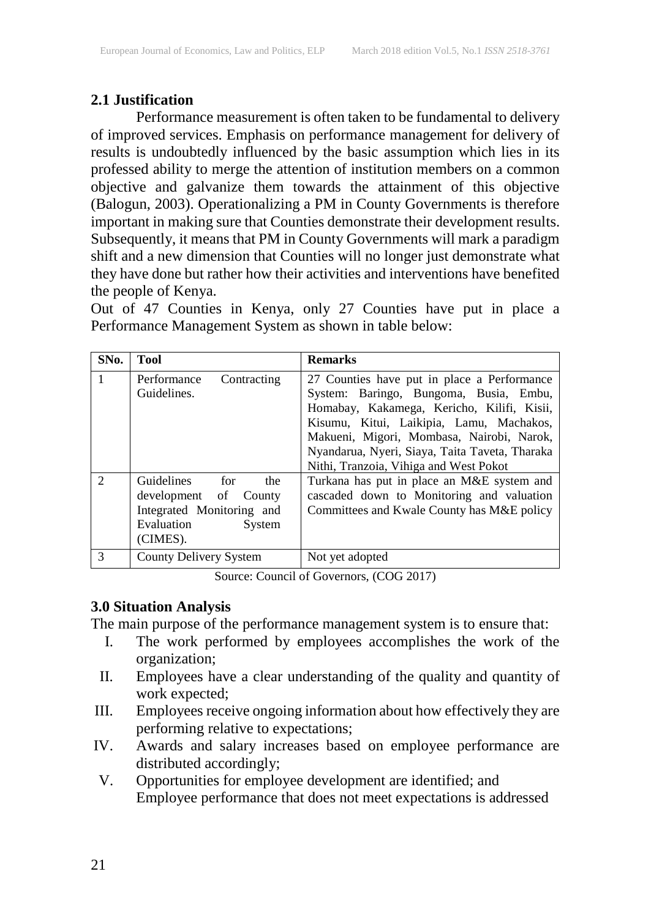## 2.1 Justification

Performance measurement is often taken to be fundamental to delivery of improved services. Emphasis on performance management for delivery of results is undoubtedly influenced by the basic assumption which lies in its professed ability to merge the attention of institution members on a common objective and galvanize them towards the attainment of this objective (Balogun, 2003). Operationalizing a PM in County Governments is therefore important in making sure that Counties demonstrate their development results. Subsequently, it means that PM in County Governments will mark a paradigm shift and a new dimension that Counties will no longer just demonstrate what they have done but rather how their activities and interventions have benefited the people of Kenya.

Out of 47 Counties in Kenya, only 27 Counties have put in place a Performance Management System as shown in table below:

| SNo. | Tool | Remarks |
|---|---|---|
| 1 | Performance Contracting Guidelines. | 27 Counties have put in place a Performance System: Baringo, Bungoma, Busia, Embu, Homabay, Kakamega, Kericho, Kilifi, Kisii, Kisumu, Kitui, Laikipia, Lamu, Machakos, Makueni, Migori, Mombasa, Nairobi, Narok, Nyandarua, Nyeri, Siaya, Taita Taveta, Tharaka Nithi, Tranzoia, Vihiga and West Pokot |
| 2 | Guidelines for the development of County Integrated Monitoring and Evaluation System (CIMES). | Turkana has put in place an M&E system and cascaded down to Monitoring and valuation Committees and Kwale County has M&E policy |
| 3 | County Delivery System | Not yet adopted |

Source: Council of Governors, (COG 2017)

## 3.0 Situation Analysis

The main purpose of the performance management system is to ensure that:

I. The work performed by employees accomplishes the work of the organization;
II. Employees have a clear understanding of the quality and quantity of work expected;
III. Employees receive ongoing information about how effectively they are performing relative to expectations;
IV. Awards and salary increases based on employee performance are distributed accordingly;
V. Opportunities for employee development are identified; and
Employee performance that does not meet expectations is addressed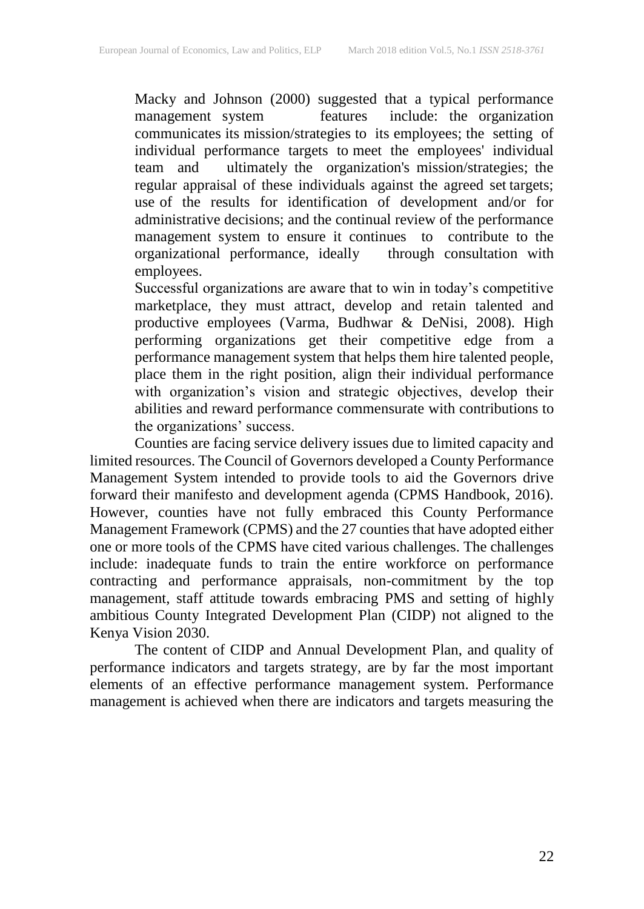> Macky and Johnson (2000) suggested that a typical performance management system features include: the organization communicates its mission/strategies to its employees; the setting of individual performance targets to meet the employees' individual team and ultimately the organization's mission/strategies; the regular appraisal of these individuals against the agreed set targets; use of the results for identification of development and/or for administrative decisions; and the continual review of the performance management system to ensure it continues to contribute to the organizational performance, ideally through consultation with employees.
>
> Successful organizations are aware that to win in today's competitive marketplace, they must attract, develop and retain talented and productive employees (Varma, Budhwar & DeNisi, 2008). High performing organizations get their competitive edge from a performance management system that helps them hire talented people, place them in the right position, align their individual performance with organization's vision and strategic objectives, develop their abilities and reward performance commensurate with contributions to the organizations' success.

Counties are facing service delivery issues due to limited capacity and limited resources. The Council of Governors developed a County Performance Management System intended to provide tools to aid the Governors drive forward their manifesto and development agenda (CPMS Handbook, 2016). However, counties have not fully embraced this County Performance Management Framework (CPMS) and the 27 counties that have adopted either one or more tools of the CPMS have cited various challenges. The challenges include: inadequate funds to train the entire workforce on performance contracting and performance appraisals, non-commitment by the top management, staff attitude towards embracing PMS and setting of highly ambitious County Integrated Development Plan (CIDP) not aligned to the Kenya Vision 2030.

The content of CIDP and Annual Development Plan, and quality of performance indicators and targets strategy, are by far the most important elements of an effective performance management system. Performance management is achieved when there are indicators and targets measuring the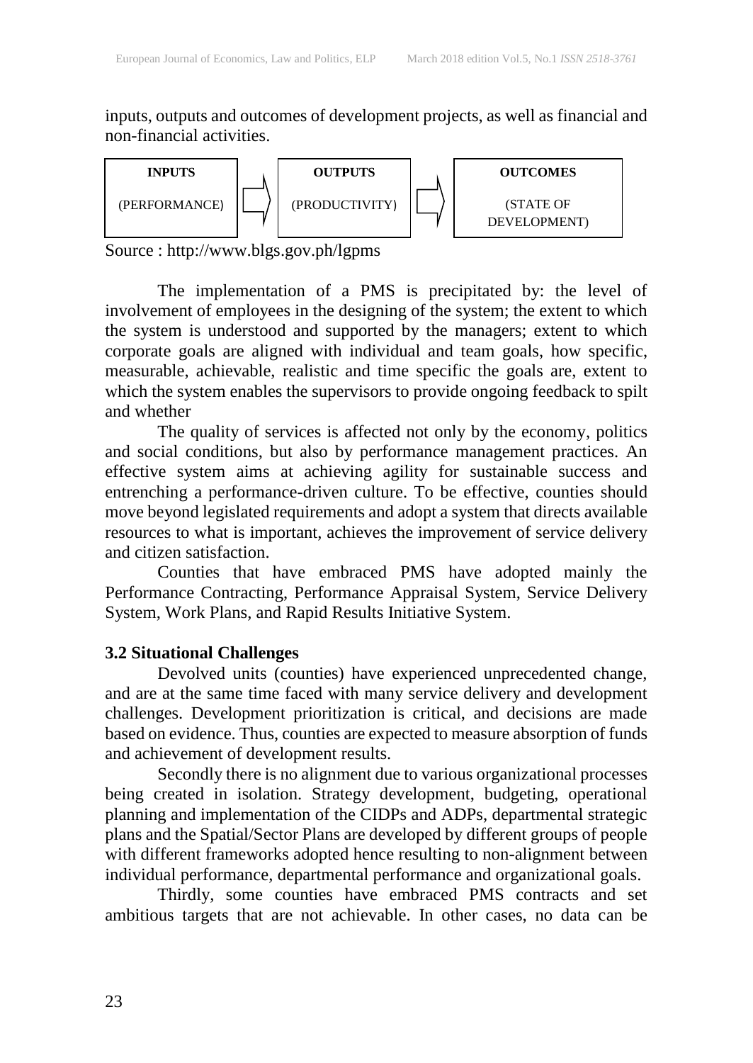inputs, outputs and outcomes of development projects, as well as financial and non-financial activities.

| INPUTS | | OUTPUTS | | OUTCOMES |
|---|---|---|---|---|
| (PERFORMANCE) | ⇨ | (PRODUCTIVITY) | ⇨ | (STATE OF DEVELOPMENT) |

Source : http://www.blgs.gov.ph/lgpms

The implementation of a PMS is precipitated by: the level of involvement of employees in the designing of the system; the extent to which the system is understood and supported by the managers; extent to which corporate goals are aligned with individual and team goals, how specific, measurable, achievable, realistic and time specific the goals are, extent to which the system enables the supervisors to provide ongoing feedback to spilt and whether

The quality of services is affected not only by the economy, politics and social conditions, but also by performance management practices. An effective system aims at achieving agility for sustainable success and entrenching a performance-driven culture. To be effective, counties should move beyond legislated requirements and adopt a system that directs available resources to what is important, achieves the improvement of service delivery and citizen satisfaction.

Counties that have embraced PMS have adopted mainly the Performance Contracting, Performance Appraisal System, Service Delivery System, Work Plans, and Rapid Results Initiative System.

### 3.2 Situational Challenges

Devolved units (counties) have experienced unprecedented change, and are at the same time faced with many service delivery and development challenges. Development prioritization is critical, and decisions are made based on evidence. Thus, counties are expected to measure absorption of funds and achievement of development results.

Secondly there is no alignment due to various organizational processes being created in isolation. Strategy development, budgeting, operational planning and implementation of the CIDPs and ADPs, departmental strategic plans and the Spatial/Sector Plans are developed by different groups of people with different frameworks adopted hence resulting to non-alignment between individual performance, departmental performance and organizational goals.

Thirdly, some counties have embraced PMS contracts and set ambitious targets that are not achievable. In other cases, no data can be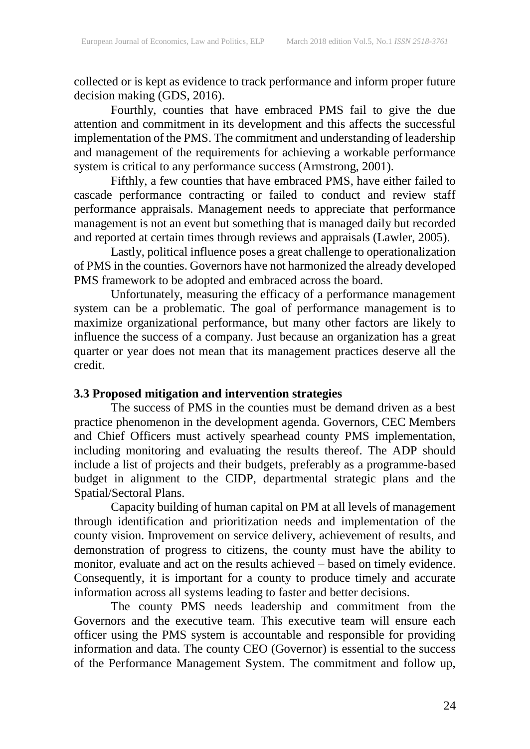collected or is kept as evidence to track performance and inform proper future decision making (GDS, 2016).

Fourthly, counties that have embraced PMS fail to give the due attention and commitment in its development and this affects the successful implementation of the PMS. The commitment and understanding of leadership and management of the requirements for achieving a workable performance system is critical to any performance success (Armstrong, 2001).

Fifthly, a few counties that have embraced PMS, have either failed to cascade performance contracting or failed to conduct and review staff performance appraisals. Management needs to appreciate that performance management is not an event but something that is managed daily but recorded and reported at certain times through reviews and appraisals (Lawler, 2005).

Lastly, political influence poses a great challenge to operationalization of PMS in the counties. Governors have not harmonized the already developed PMS framework to be adopted and embraced across the board.

Unfortunately, measuring the efficacy of a performance management system can be a problematic. The goal of performance management is to maximize organizational performance, but many other factors are likely to influence the success of a company. Just because an organization has a great quarter or year does not mean that its management practices deserve all the credit.

### 3.3 Proposed mitigation and intervention strategies

The success of PMS in the counties must be demand driven as a best practice phenomenon in the development agenda. Governors, CEC Members and Chief Officers must actively spearhead county PMS implementation, including monitoring and evaluating the results thereof. The ADP should include a list of projects and their budgets, preferably as a programme-based budget in alignment to the CIDP, departmental strategic plans and the Spatial/Sectoral Plans.

Capacity building of human capital on PM at all levels of management through identification and prioritization needs and implementation of the county vision. Improvement on service delivery, achievement of results, and demonstration of progress to citizens, the county must have the ability to monitor, evaluate and act on the results achieved – based on timely evidence. Consequently, it is important for a county to produce timely and accurate information across all systems leading to faster and better decisions.

The county PMS needs leadership and commitment from the Governors and the executive team. This executive team will ensure each officer using the PMS system is accountable and responsible for providing information and data. The county CEO (Governor) is essential to the success of the Performance Management System. The commitment and follow up,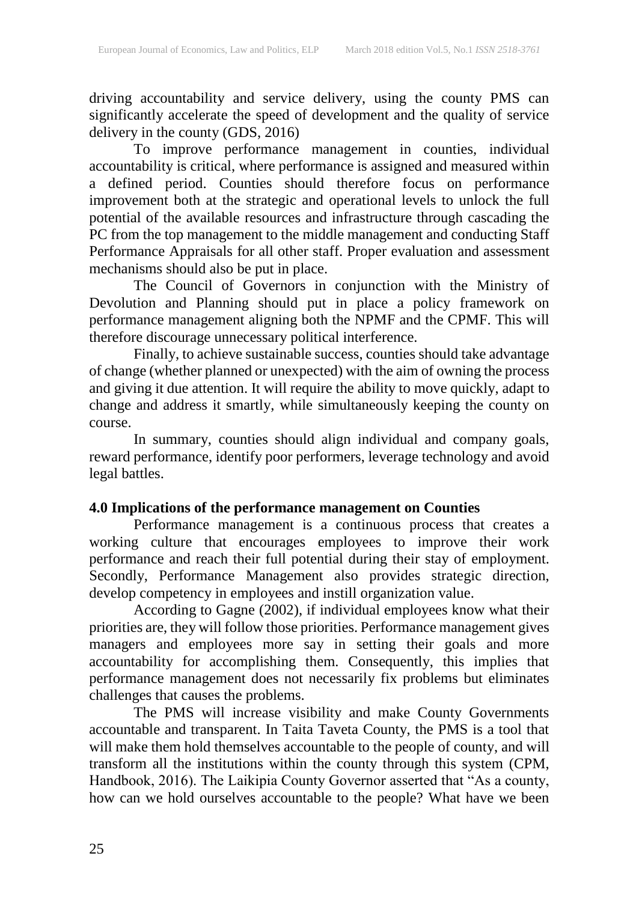driving accountability and service delivery, using the county PMS can significantly accelerate the speed of development and the quality of service delivery in the county (GDS, 2016)

To improve performance management in counties, individual accountability is critical, where performance is assigned and measured within a defined period. Counties should therefore focus on performance improvement both at the strategic and operational levels to unlock the full potential of the available resources and infrastructure through cascading the PC from the top management to the middle management and conducting Staff Performance Appraisals for all other staff. Proper evaluation and assessment mechanisms should also be put in place.

The Council of Governors in conjunction with the Ministry of Devolution and Planning should put in place a policy framework on performance management aligning both the NPMF and the CPMF. This will therefore discourage unnecessary political interference.

Finally, to achieve sustainable success, counties should take advantage of change (whether planned or unexpected) with the aim of owning the process and giving it due attention. It will require the ability to move quickly, adapt to change and address it smartly, while simultaneously keeping the county on course.

In summary, counties should align individual and company goals, reward performance, identify poor performers, leverage technology and avoid legal battles.

## 4.0 Implications of the performance management on Counties

Performance management is a continuous process that creates a working culture that encourages employees to improve their work performance and reach their full potential during their stay of employment. Secondly, Performance Management also provides strategic direction, develop competency in employees and instill organization value.

According to Gagne (2002), if individual employees know what their priorities are, they will follow those priorities. Performance management gives managers and employees more say in setting their goals and more accountability for accomplishing them. Consequently, this implies that performance management does not necessarily fix problems but eliminates challenges that causes the problems.

The PMS will increase visibility and make County Governments accountable and transparent. In Taita Taveta County, the PMS is a tool that will make them hold themselves accountable to the people of county, and will transform all the institutions within the county through this system (CPM, Handbook, 2016). The Laikipia County Governor asserted that "As a county, how can we hold ourselves accountable to the people? What have we been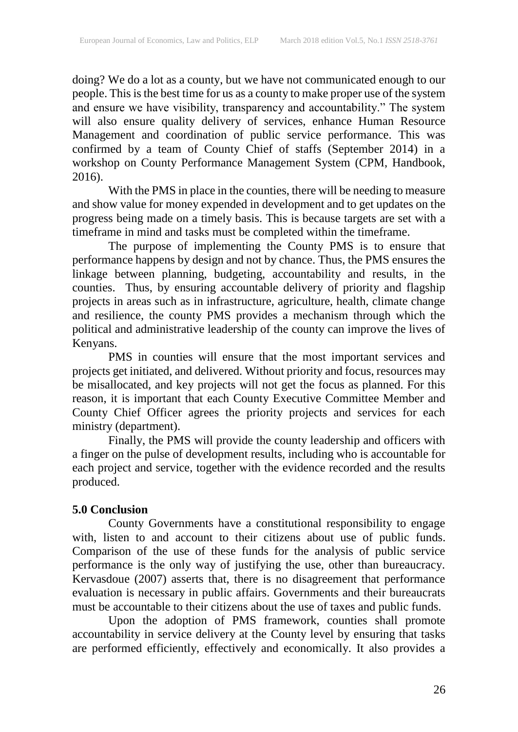doing? We do a lot as a county, but we have not communicated enough to our people. This is the best time for us as a county to make proper use of the system and ensure we have visibility, transparency and accountability." The system will also ensure quality delivery of services, enhance Human Resource Management and coordination of public service performance. This was confirmed by a team of County Chief of staffs (September 2014) in a workshop on County Performance Management System (CPM, Handbook, 2016).

With the PMS in place in the counties, there will be needing to measure and show value for money expended in development and to get updates on the progress being made on a timely basis. This is because targets are set with a timeframe in mind and tasks must be completed within the timeframe.

The purpose of implementing the County PMS is to ensure that performance happens by design and not by chance. Thus, the PMS ensures the linkage between planning, budgeting, accountability and results, in the counties. Thus, by ensuring accountable delivery of priority and flagship projects in areas such as in infrastructure, agriculture, health, climate change and resilience, the county PMS provides a mechanism through which the political and administrative leadership of the county can improve the lives of Kenyans.

PMS in counties will ensure that the most important services and projects get initiated, and delivered. Without priority and focus, resources may be misallocated, and key projects will not get the focus as planned. For this reason, it is important that each County Executive Committee Member and County Chief Officer agrees the priority projects and services for each ministry (department).

Finally, the PMS will provide the county leadership and officers with a finger on the pulse of development results, including who is accountable for each project and service, together with the evidence recorded and the results produced.

## 5.0 Conclusion

County Governments have a constitutional responsibility to engage with, listen to and account to their citizens about use of public funds. Comparison of the use of these funds for the analysis of public service performance is the only way of justifying the use, other than bureaucracy. Kervasdoue (2007) asserts that, there is no disagreement that performance evaluation is necessary in public affairs. Governments and their bureaucrats must be accountable to their citizens about the use of taxes and public funds.

Upon the adoption of PMS framework, counties shall promote accountability in service delivery at the County level by ensuring that tasks are performed efficiently, effectively and economically. It also provides a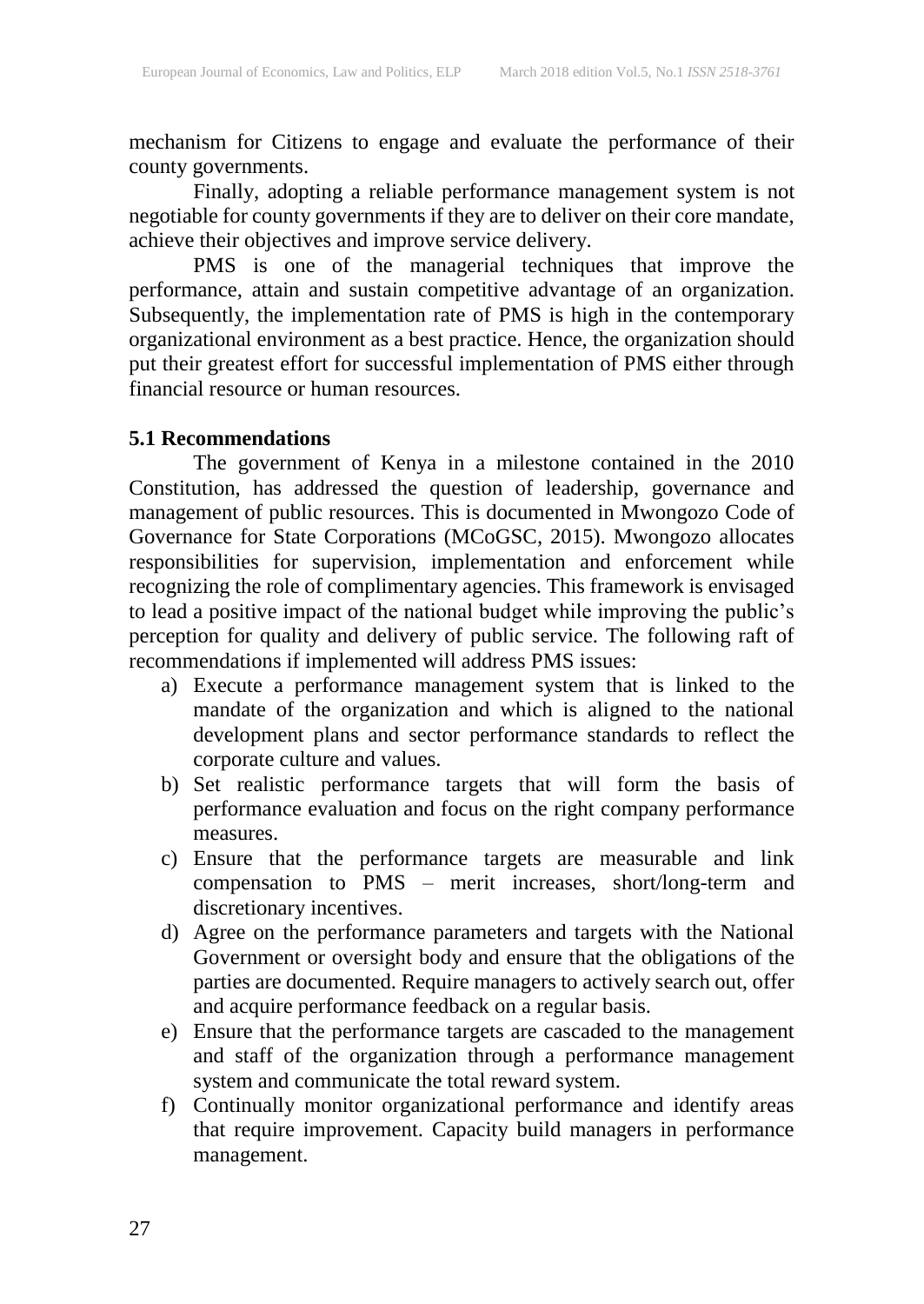mechanism for Citizens to engage and evaluate the performance of their county governments.

Finally, adopting a reliable performance management system is not negotiable for county governments if they are to deliver on their core mandate, achieve their objectives and improve service delivery.

PMS is one of the managerial techniques that improve the performance, attain and sustain competitive advantage of an organization. Subsequently, the implementation rate of PMS is high in the contemporary organizational environment as a best practice. Hence, the organization should put their greatest effort for successful implementation of PMS either through financial resource or human resources.

### 5.1 Recommendations

The government of Kenya in a milestone contained in the 2010 Constitution, has addressed the question of leadership, governance and management of public resources. This is documented in Mwongozo Code of Governance for State Corporations (MCoGSC, 2015). Mwongozo allocates responsibilities for supervision, implementation and enforcement while recognizing the role of complimentary agencies. This framework is envisaged to lead a positive impact of the national budget while improving the public's perception for quality and delivery of public service. The following raft of recommendations if implemented will address PMS issues:

a) Execute a performance management system that is linked to the mandate of the organization and which is aligned to the national development plans and sector performance standards to reflect the corporate culture and values.
b) Set realistic performance targets that will form the basis of performance evaluation and focus on the right company performance measures.
c) Ensure that the performance targets are measurable and link compensation to PMS – merit increases, short/long-term and discretionary incentives.
d) Agree on the performance parameters and targets with the National Government or oversight body and ensure that the obligations of the parties are documented. Require managers to actively search out, offer and acquire performance feedback on a regular basis.
e) Ensure that the performance targets are cascaded to the management and staff of the organization through a performance management system and communicate the total reward system.
f) Continually monitor organizational performance and identify areas that require improvement. Capacity build managers in performance management.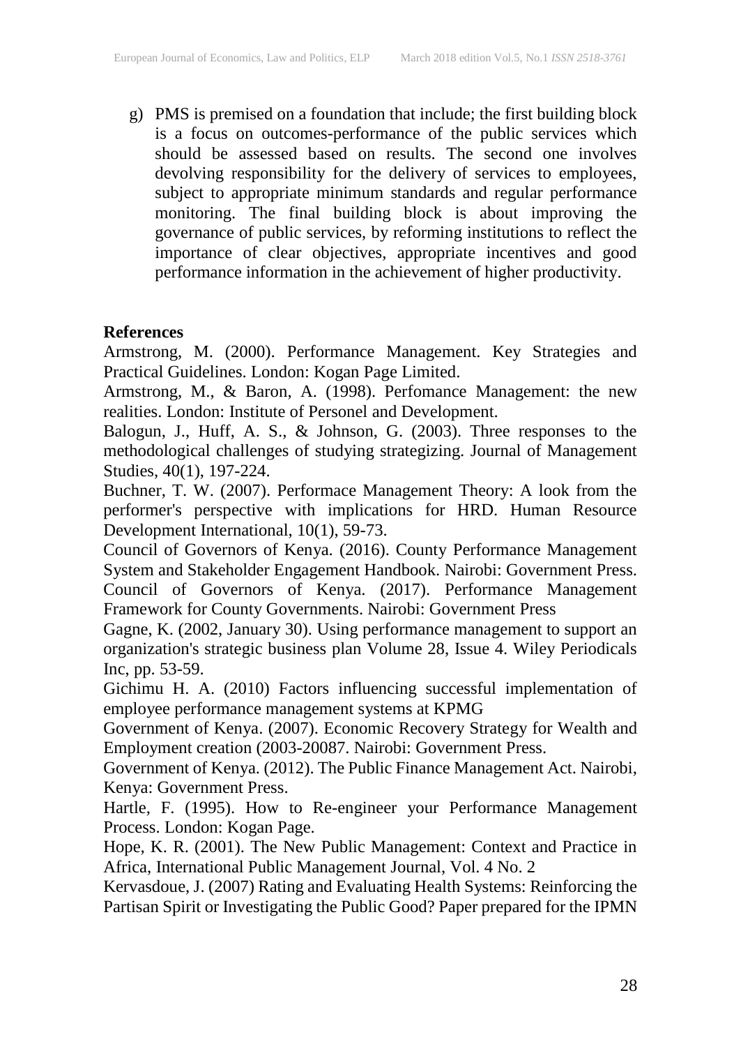g) PMS is premised on a foundation that include; the first building block is a focus on outcomes-performance of the public services which should be assessed based on results. The second one involves devolving responsibility for the delivery of services to employees, subject to appropriate minimum standards and regular performance monitoring. The final building block is about improving the governance of public services, by reforming institutions to reflect the importance of clear objectives, appropriate incentives and good performance information in the achievement of higher productivity.

**References**

Armstrong, M. (2000). Performance Management. Key Strategies and Practical Guidelines. London: Kogan Page Limited.

Armstrong, M., & Baron, A. (1998). Perfomance Management: the new realities. London: Institute of Personel and Development.

Balogun, J., Huff, A. S., & Johnson, G. (2003). Three responses to the methodological challenges of studying strategizing. Journal of Management Studies, 40(1), 197-224.

Buchner, T. W. (2007). Performace Management Theory: A look from the performer's perspective with implications for HRD. Human Resource Development International, 10(1), 59-73.

Council of Governors of Kenya. (2016). County Performance Management System and Stakeholder Engagement Handbook. Nairobi: Government Press.

Council of Governors of Kenya. (2017). Performance Management Framework for County Governments. Nairobi: Government Press

Gagne, K. (2002, January 30). Using performance management to support an organization's strategic business plan Volume 28, Issue 4. Wiley Periodicals Inc, pp. 53-59.

Gichimu H. A. (2010) Factors influencing successful implementation of employee performance management systems at KPMG

Government of Kenya. (2007). Economic Recovery Strategy for Wealth and Employment creation (2003-20087. Nairobi: Government Press.

Government of Kenya. (2012). The Public Finance Management Act. Nairobi, Kenya: Government Press.

Hartle, F. (1995). How to Re-engineer your Performance Management Process. London: Kogan Page.

Hope, K. R. (2001). The New Public Management: Context and Practice in Africa, International Public Management Journal, Vol. 4 No. 2

Kervasdoue, J. (2007) Rating and Evaluating Health Systems: Reinforcing the Partisan Spirit or Investigating the Public Good? Paper prepared for the IPMN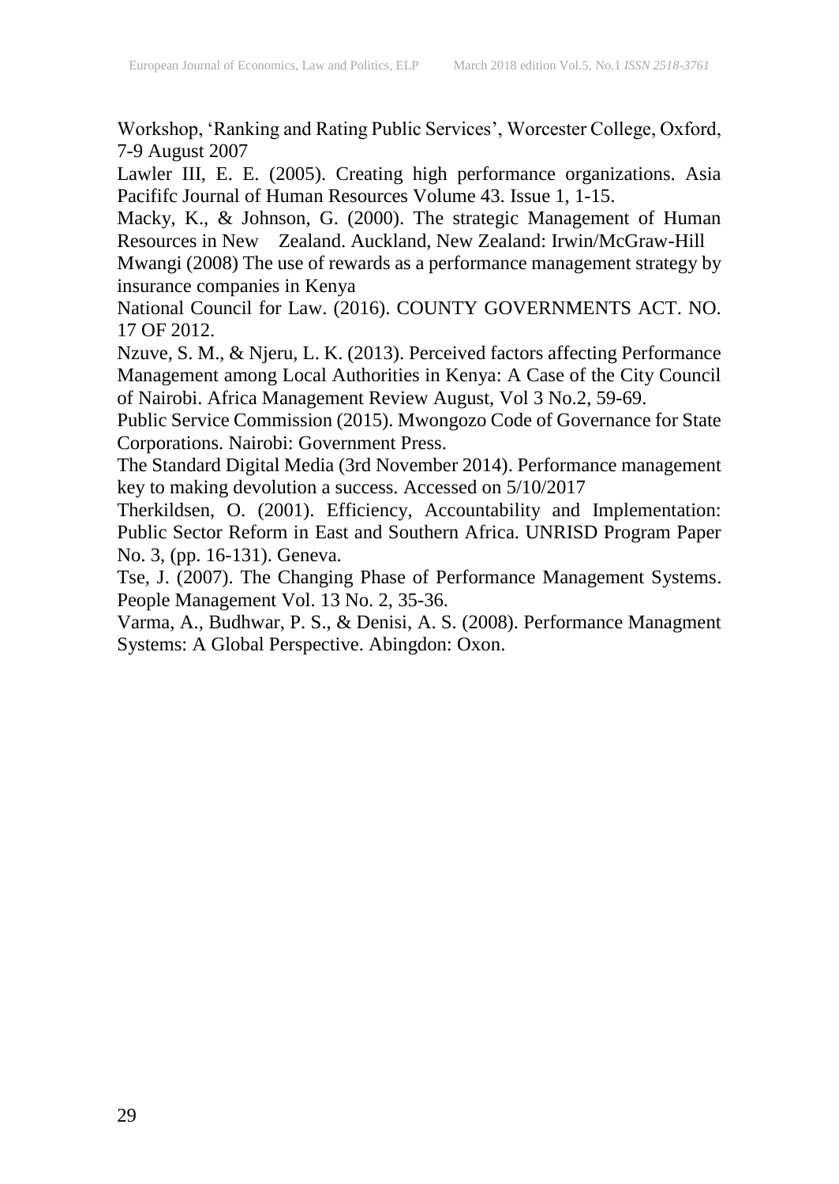Workshop, 'Ranking and Rating Public Services', Worcester College, Oxford, 7-9 August 2007

Lawler III, E. E. (2005). Creating high performance organizations. Asia Pacififc Journal of Human Resources Volume 43. Issue 1, 1-15.

Macky, K., & Johnson, G. (2000). The strategic Management of Human Resources in New Zealand. Auckland, New Zealand: Irwin/McGraw-Hill

Mwangi (2008) The use of rewards as a performance management strategy by insurance companies in Kenya

National Council for Law. (2016). COUNTY GOVERNMENTS ACT. NO. 17 OF 2012.

Nzuve, S. M., & Njeru, L. K. (2013). Perceived factors affecting Performance Management among Local Authorities in Kenya: A Case of the City Council of Nairobi. Africa Management Review August, Vol 3 No.2, 59-69.

Public Service Commission (2015). Mwongozo Code of Governance for State Corporations. Nairobi: Government Press.

The Standard Digital Media (3rd November 2014). Performance management key to making devolution a success. Accessed on 5/10/2017

Therkildsen, O. (2001). Efficiency, Accountability and Implementation: Public Sector Reform in East and Southern Africa. UNRISD Program Paper No. 3, (pp. 16-131). Geneva.

Tse, J. (2007). The Changing Phase of Performance Management Systems. People Management Vol. 13 No. 2, 35-36.

Varma, A., Budhwar, P. S., & Denisi, A. S. (2008). Performance Managment Systems: A Global Perspective. Abingdon: Oxon.